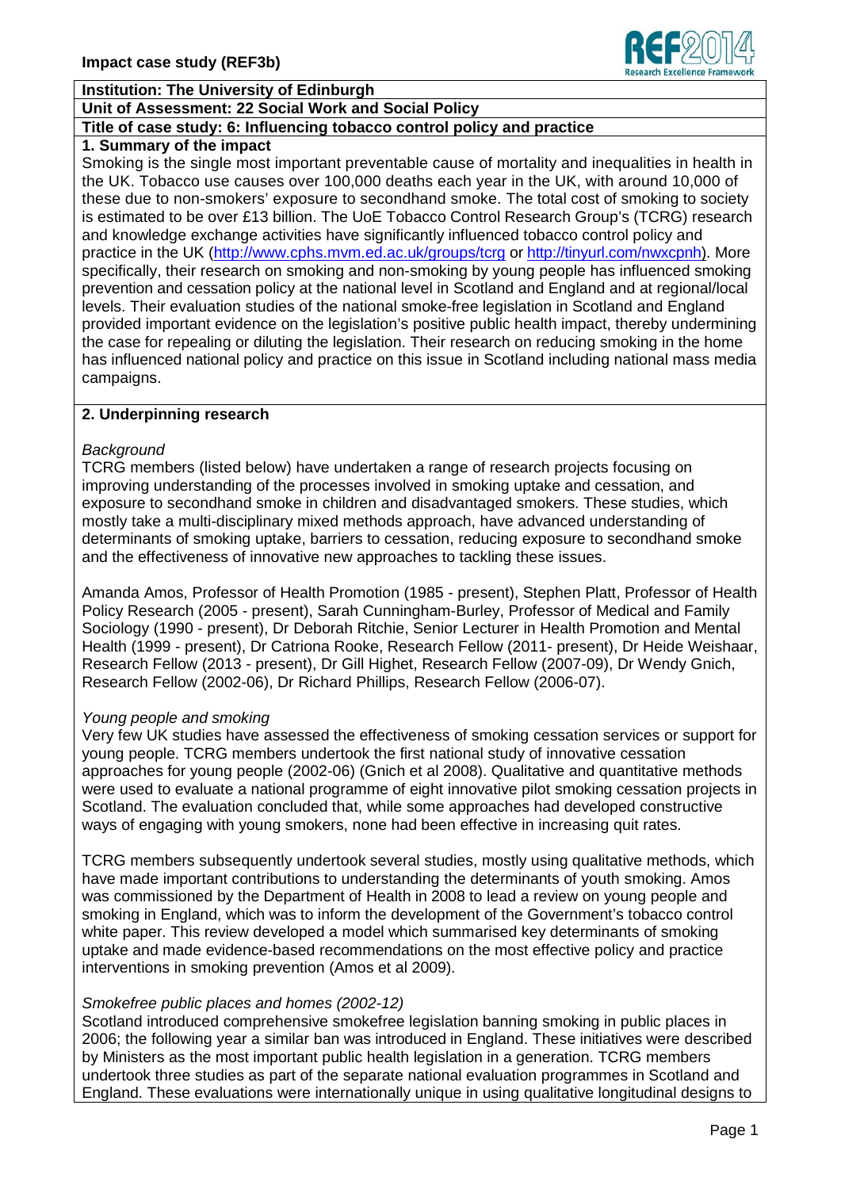**Impact case study (REF3b)**

**Institution: The University of Edinburgh**

**Unit of Assessment: 22 Social Work and Social Policy**

**Title of case study: 6: Influencing tobacco control policy and practice**

## 1. Summary of the impact

Smoking is the single most important preventable cause of mortality and inequalities in health in the UK. Tobacco use causes over 100,000 deaths each year in the UK, with around 10,000 of these due to non-smokers' exposure to secondhand smoke. The total cost of smoking to society is estimated to be over £13 billion. The UoE Tobacco Control Research Group's (TCRG) research and knowledge exchange activities have significantly influenced tobacco control policy and practice in the UK (http://www.cphs.mvm.ed.ac.uk/groups/tcrg or http://tinyurl.com/nwxcpnh). More specifically, their research on smoking and non-smoking by young people has influenced smoking prevention and cessation policy at the national level in Scotland and England and at regional/local levels. Their evaluation studies of the national smoke-free legislation in Scotland and England provided important evidence on the legislation's positive public health impact, thereby undermining the case for repealing or diluting the legislation. Their research on reducing smoking in the home has influenced national policy and practice on this issue in Scotland including national mass media campaigns.

## 2. Underpinning research

*Background*

TCRG members (listed below) have undertaken a range of research projects focusing on improving understanding of the processes involved in smoking uptake and cessation, and exposure to secondhand smoke in children and disadvantaged smokers. These studies, which mostly take a multi-disciplinary mixed methods approach, have advanced understanding of determinants of smoking uptake, barriers to cessation, reducing exposure to secondhand smoke and the effectiveness of innovative new approaches to tackling these issues.

Amanda Amos, Professor of Health Promotion (1985 - present), Stephen Platt, Professor of Health Policy Research (2005 - present), Sarah Cunningham-Burley, Professor of Medical and Family Sociology (1990 - present), Dr Deborah Ritchie, Senior Lecturer in Health Promotion and Mental Health (1999 - present), Dr Catriona Rooke, Research Fellow (2011- present), Dr Heide Weishaar, Research Fellow (2013 - present), Dr Gill Highet, Research Fellow (2007-09), Dr Wendy Gnich, Research Fellow (2002-06), Dr Richard Phillips, Research Fellow (2006-07).

*Young people and smoking*

Very few UK studies have assessed the effectiveness of smoking cessation services or support for young people. TCRG members undertook the first national study of innovative cessation approaches for young people (2002-06) (Gnich et al 2008). Qualitative and quantitative methods were used to evaluate a national programme of eight innovative pilot smoking cessation projects in Scotland. The evaluation concluded that, while some approaches had developed constructive ways of engaging with young smokers, none had been effective in increasing quit rates.

TCRG members subsequently undertook several studies, mostly using qualitative methods, which have made important contributions to understanding the determinants of youth smoking. Amos was commissioned by the Department of Health in 2008 to lead a review on young people and smoking in England, which was to inform the development of the Government's tobacco control white paper. This review developed a model which summarised key determinants of smoking uptake and made evidence-based recommendations on the most effective policy and practice interventions in smoking prevention (Amos et al 2009).

*Smokefree public places and homes (2002-12)*

Scotland introduced comprehensive smokefree legislation banning smoking in public places in 2006; the following year a similar ban was introduced in England. These initiatives were described by Ministers as the most important public health legislation in a generation. TCRG members undertook three studies as part of the separate national evaluation programmes in Scotland and England. These evaluations were internationally unique in using qualitative longitudinal designs to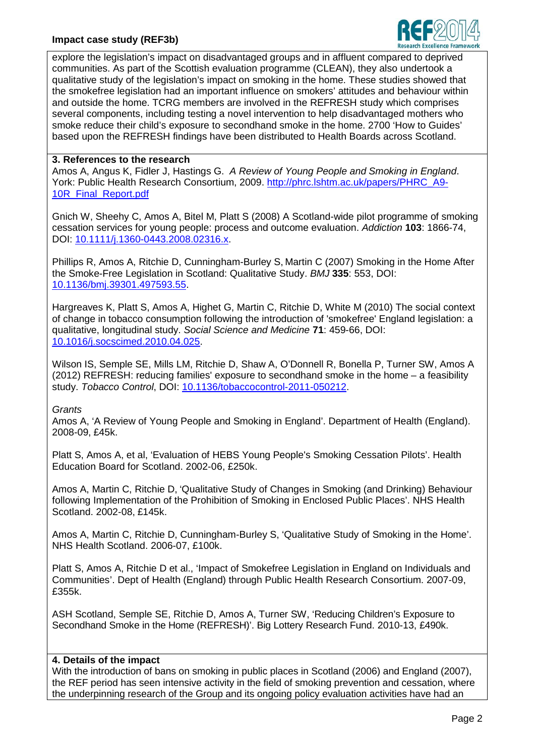explore the legislation's impact on disadvantaged groups and in affluent compared to deprived communities. As part of the Scottish evaluation programme (CLEAN), they also undertook a qualitative study of the legislation's impact on smoking in the home. These studies showed that the smokefree legislation had an important influence on smokers' attitudes and behaviour within and outside the home. TCRG members are involved in the REFRESH study which comprises several components, including testing a novel intervention to help disadvantaged mothers who smoke reduce their child's exposure to secondhand smoke in the home. 2700 'How to Guides' based upon the REFRESH findings have been distributed to Health Boards across Scotland.

**3. References to the research**

Amos A, Angus K, Fidler J, Hastings G. *A Review of Young People and Smoking in England*. York: Public Health Research Consortium, 2009. http://phrc.lshtm.ac.uk/papers/PHRC_A9-10R_Final_Report.pdf

Gnich W, Sheehy C, Amos A, Bitel M, Platt S (2008) A Scotland-wide pilot programme of smoking cessation services for young people: process and outcome evaluation. *Addiction* **103**: 1866-74, DOI: 10.1111/j.1360-0443.2008.02316.x.

Phillips R, Amos A, Ritchie D, Cunningham-Burley S, Martin C (2007) Smoking in the Home After the Smoke-Free Legislation in Scotland: Qualitative Study. *BMJ* **335**: 553, DOI: 10.1136/bmj.39301.497593.55.

Hargreaves K, Platt S, Amos A, Highet G, Martin C, Ritchie D, White M (2010) The social context of change in tobacco consumption following the introduction of 'smokefree' England legislation: a qualitative, longitudinal study. *Social Science and Medicine* **71**: 459-66, DOI: 10.1016/j.socscimed.2010.04.025.

Wilson IS, Semple SE, Mills LM, Ritchie D, Shaw A, O'Donnell R, Bonella P, Turner SW, Amos A (2012) REFRESH: reducing families' exposure to secondhand smoke in the home – a feasibility study. *Tobacco Control*, DOI: 10.1136/tobaccocontrol-2011-050212.

*Grants*

Amos A, 'A Review of Young People and Smoking in England'. Department of Health (England). 2008-09, £45k.

Platt S, Amos A, et al, 'Evaluation of HEBS Young People's Smoking Cessation Pilots'. Health Education Board for Scotland. 2002-06, £250k.

Amos A, Martin C, Ritchie D, 'Qualitative Study of Changes in Smoking (and Drinking) Behaviour following Implementation of the Prohibition of Smoking in Enclosed Public Places'. NHS Health Scotland. 2002-08, £145k.

Amos A, Martin C, Ritchie D, Cunningham-Burley S, 'Qualitative Study of Smoking in the Home'. NHS Health Scotland. 2006-07, £100k.

Platt S, Amos A, Ritchie D et al., 'Impact of Smokefree Legislation in England on Individuals and Communities'. Dept of Health (England) through Public Health Research Consortium. 2007-09, £355k.

ASH Scotland, Semple SE, Ritchie D, Amos A, Turner SW, 'Reducing Children's Exposure to Secondhand Smoke in the Home (REFRESH)'. Big Lottery Research Fund. 2010-13, £490k.

**4. Details of the impact**

With the introduction of bans on smoking in public places in Scotland (2006) and England (2007), the REF period has seen intensive activity in the field of smoking prevention and cessation, where the underpinning research of the Group and its ongoing policy evaluation activities have had an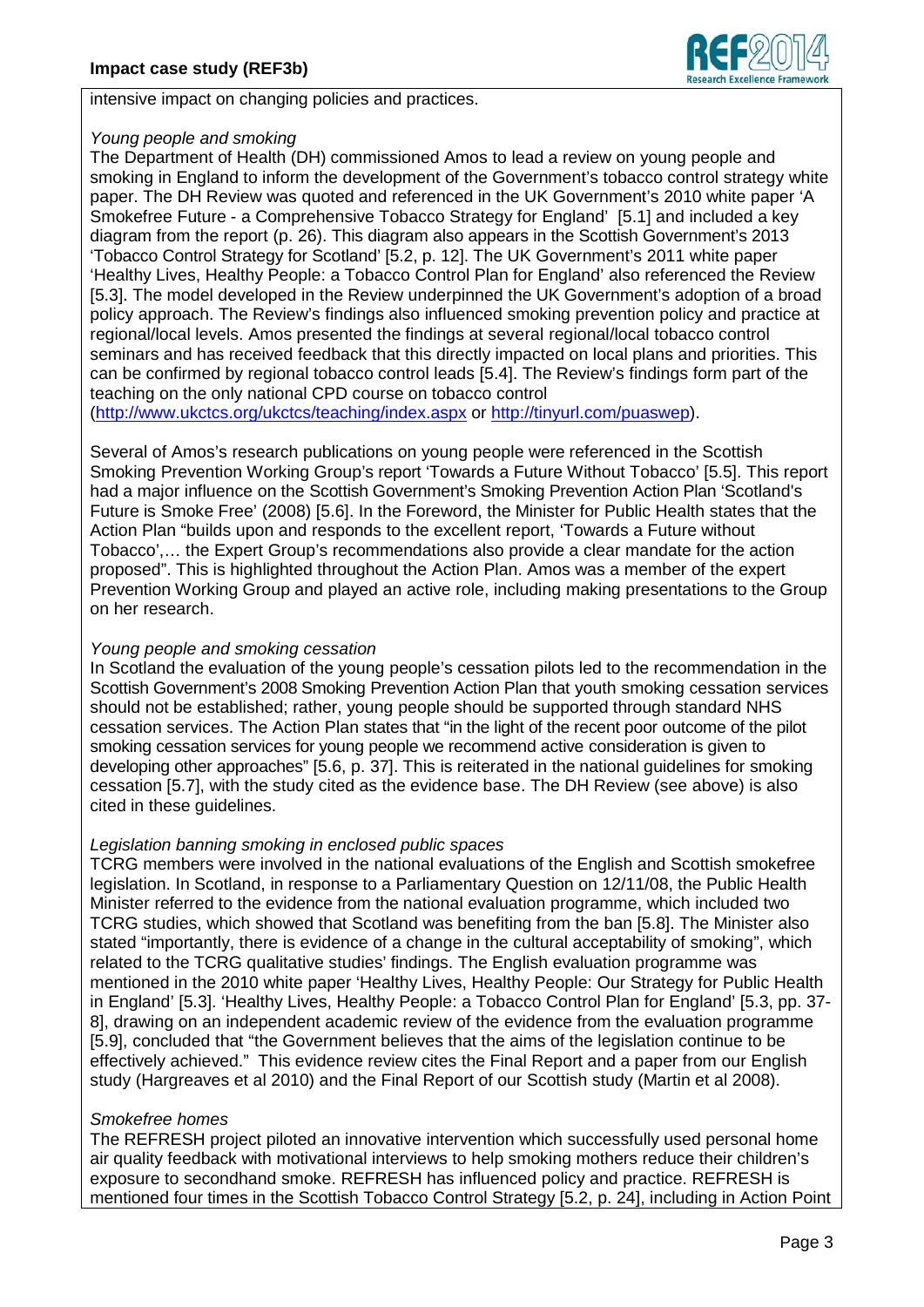intensive impact on changing policies and practices.

*Young people and smoking*

The Department of Health (DH) commissioned Amos to lead a review on young people and smoking in England to inform the development of the Government's tobacco control strategy white paper. The DH Review was quoted and referenced in the UK Government's 2010 white paper 'A Smokefree Future - a Comprehensive Tobacco Strategy for England' [5.1] and included a key diagram from the report (p. 26). This diagram also appears in the Scottish Government's 2013 'Tobacco Control Strategy for Scotland' [5.2, p. 12]. The UK Government's 2011 white paper 'Healthy Lives, Healthy People: a Tobacco Control Plan for England' also referenced the Review [5.3]. The model developed in the Review underpinned the UK Government's adoption of a broad policy approach. The Review's findings also influenced smoking prevention policy and practice at regional/local levels. Amos presented the findings at several regional/local tobacco control seminars and has received feedback that this directly impacted on local plans and priorities. This can be confirmed by regional tobacco control leads [5.4]. The Review's findings form part of the teaching on the only national CPD course on tobacco control (http://www.ukctcs.org/ukctcs/teaching/index.aspx or http://tinyurl.com/puaswep).

Several of Amos's research publications on young people were referenced in the Scottish Smoking Prevention Working Group's report 'Towards a Future Without Tobacco' [5.5]. This report had a major influence on the Scottish Government's Smoking Prevention Action Plan 'Scotland's Future is Smoke Free' (2008) [5.6]. In the Foreword, the Minister for Public Health states that the Action Plan "builds upon and responds to the excellent report, 'Towards a Future without Tobacco',… the Expert Group's recommendations also provide a clear mandate for the action proposed". This is highlighted throughout the Action Plan. Amos was a member of the expert Prevention Working Group and played an active role, including making presentations to the Group on her research.

*Young people and smoking cessation*

In Scotland the evaluation of the young people's cessation pilots led to the recommendation in the Scottish Government's 2008 Smoking Prevention Action Plan that youth smoking cessation services should not be established; rather, young people should be supported through standard NHS cessation services. The Action Plan states that "in the light of the recent poor outcome of the pilot smoking cessation services for young people we recommend active consideration is given to developing other approaches" [5.6, p. 37]. This is reiterated in the national guidelines for smoking cessation [5.7], with the study cited as the evidence base. The DH Review (see above) is also cited in these guidelines.

*Legislation banning smoking in enclosed public spaces*

TCRG members were involved in the national evaluations of the English and Scottish smokefree legislation. In Scotland, in response to a Parliamentary Question on 12/11/08, the Public Health Minister referred to the evidence from the national evaluation programme, which included two TCRG studies, which showed that Scotland was benefiting from the ban [5.8]. The Minister also stated "importantly, there is evidence of a change in the cultural acceptability of smoking", which related to the TCRG qualitative studies' findings. The English evaluation programme was mentioned in the 2010 white paper 'Healthy Lives, Healthy People: Our Strategy for Public Health in England' [5.3]. 'Healthy Lives, Healthy People: a Tobacco Control Plan for England' [5.3, pp. 37-8], drawing on an independent academic review of the evidence from the evaluation programme [5.9], concluded that "the Government believes that the aims of the legislation continue to be effectively achieved." This evidence review cites the Final Report and a paper from our English study (Hargreaves et al 2010) and the Final Report of our Scottish study (Martin et al 2008).

*Smokefree homes*

The REFRESH project piloted an innovative intervention which successfully used personal home air quality feedback with motivational interviews to help smoking mothers reduce their children's exposure to secondhand smoke. REFRESH has influenced policy and practice. REFRESH is mentioned four times in the Scottish Tobacco Control Strategy [5.2, p. 24], including in Action Point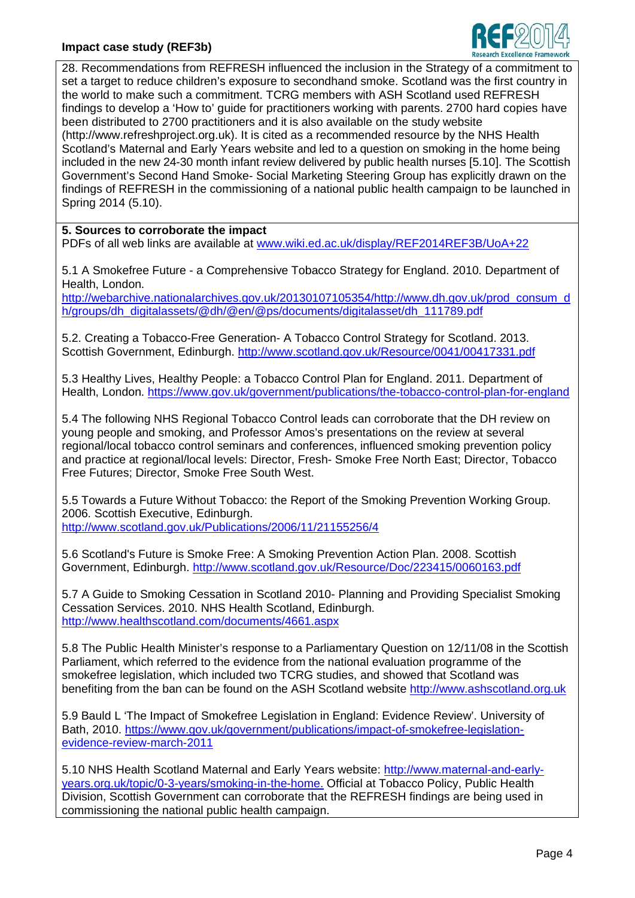28. Recommendations from REFRESH influenced the inclusion in the Strategy of a commitment to set a target to reduce children's exposure to secondhand smoke. Scotland was the first country in the world to make such a commitment. TCRG members with ASH Scotland used REFRESH findings to develop a 'How to' guide for practitioners working with parents. 2700 hard copies have been distributed to 2700 practitioners and it is also available on the study website (http://www.refreshproject.org.uk). It is cited as a recommended resource by the NHS Health Scotland's Maternal and Early Years website and led to a question on smoking in the home being included in the new 24-30 month infant review delivered by public health nurses [5.10]. The Scottish Government's Second Hand Smoke- Social Marketing Steering Group has explicitly drawn on the findings of REFRESH in the commissioning of a national public health campaign to be launched in Spring 2014 (5.10).

**5. Sources to corroborate the impact**

PDFs of all web links are available at www.wiki.ed.ac.uk/display/REF2014REF3B/UoA+22

5.1 A Smokefree Future - a Comprehensive Tobacco Strategy for England. 2010. Department of Health, London. http://webarchive.nationalarchives.gov.uk/20130107105354/http://www.dh.gov.uk/prod_consum_dh/groups/dh_digitalassets/@dh/@en/@ps/documents/digitalasset/dh_111789.pdf

5.2. Creating a Tobacco-Free Generation- A Tobacco Control Strategy for Scotland. 2013. Scottish Government, Edinburgh. http://www.scotland.gov.uk/Resource/0041/00417331.pdf

5.3 Healthy Lives, Healthy People: a Tobacco Control Plan for England. 2011. Department of Health, London. https://www.gov.uk/government/publications/the-tobacco-control-plan-for-england

5.4 The following NHS Regional Tobacco Control leads can corroborate that the DH review on young people and smoking, and Professor Amos's presentations on the review at several regional/local tobacco control seminars and conferences, influenced smoking prevention policy and practice at regional/local levels: Director, Fresh- Smoke Free North East; Director, Tobacco Free Futures; Director, Smoke Free South West.

5.5 Towards a Future Without Tobacco: the Report of the Smoking Prevention Working Group. 2006. Scottish Executive, Edinburgh. http://www.scotland.gov.uk/Publications/2006/11/21155256/4

5.6 Scotland's Future is Smoke Free: A Smoking Prevention Action Plan. 2008. Scottish Government, Edinburgh. http://www.scotland.gov.uk/Resource/Doc/223415/0060163.pdf

5.7 A Guide to Smoking Cessation in Scotland 2010- Planning and Providing Specialist Smoking Cessation Services. 2010. NHS Health Scotland, Edinburgh. http://www.healthscotland.com/documents/4661.aspx

5.8 The Public Health Minister's response to a Parliamentary Question on 12/11/08 in the Scottish Parliament, which referred to the evidence from the national evaluation programme of the smokefree legislation, which included two TCRG studies, and showed that Scotland was benefiting from the ban can be found on the ASH Scotland website http://www.ashscotland.org.uk

5.9 Bauld L 'The Impact of Smokefree Legislation in England: Evidence Review'. University of Bath, 2010. https://www.gov.uk/government/publications/impact-of-smokefree-legislation-evidence-review-march-2011

5.10 NHS Health Scotland Maternal and Early Years website: http://www.maternal-and-early-years.org.uk/topic/0-3-years/smoking-in-the-home. Official at Tobacco Policy, Public Health Division, Scottish Government can corroborate that the REFRESH findings are being used in commissioning the national public health campaign.